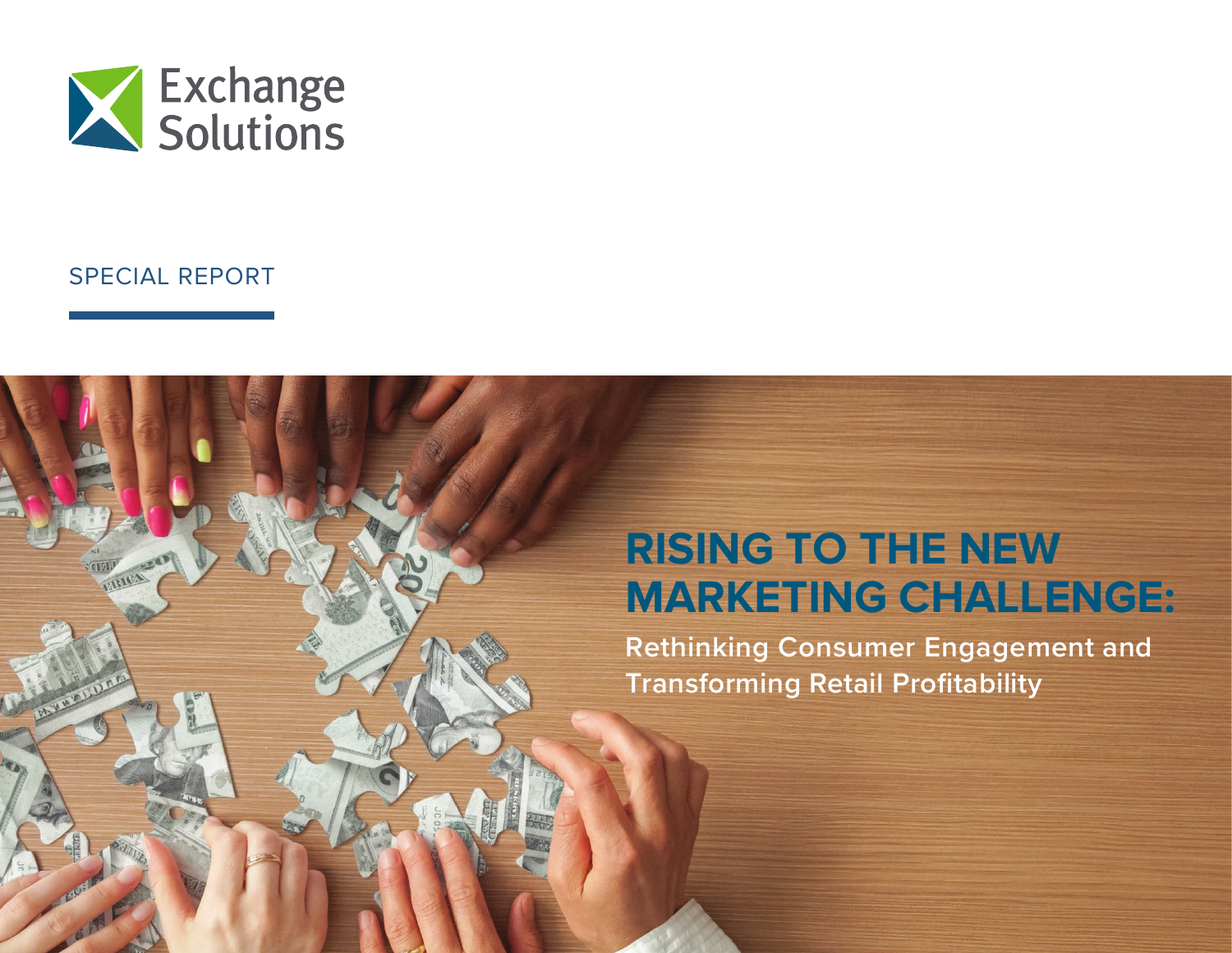Exchange Solutions

SPECIAL REPORT

# RISING TO THE NEW MARKETING CHALLENGE:

## Rethinking Consumer Engagement and Transforming Retail Profitability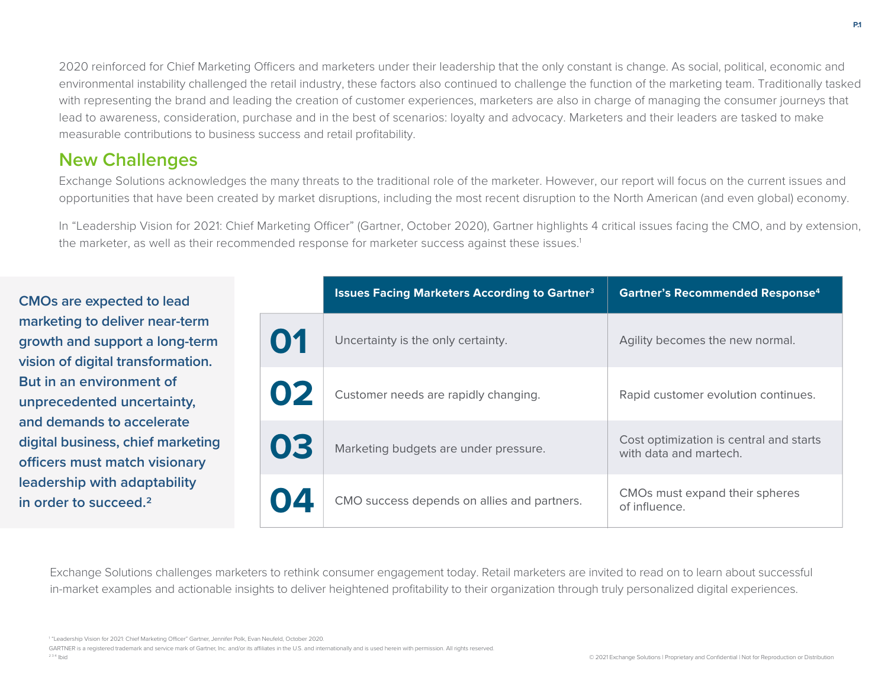2020 reinforced for Chief Marketing Officers and marketers under their leadership that the only constant is change. As social, political, economic and environmental instability challenged the retail industry, these factors also continued to challenge the function of the marketing team. Traditionally tasked with representing the brand and leading the creation of customer experiences, marketers are also in charge of managing the consumer journeys that lead to awareness, consideration, purchase and in the best of scenarios: loyalty and advocacy. Marketers and their leaders are tasked to make measurable contributions to business success and retail profitability.

## New Challenges

Exchange Solutions acknowledges the many threats to the traditional role of the marketer. However, our report will focus on the current issues and opportunities that have been created by market disruptions, including the most recent disruption to the North American (and even global) economy.

In "Leadership Vision for 2021: Chief Marketing Officer" (Gartner, October 2020), Gartner highlights 4 critical issues facing the CMO, and by extension, the marketer, as well as their recommended response for marketer success against these issues.[1]

**CMOs are expected to lead marketing to deliver near-term growth and support a long-term vision of digital transformation. But in an environment of unprecedented uncertainty, and demands to accelerate digital business, chief marketing officers must match visionary leadership with adaptability in order to succeed.[2]**

| | Issues Facing Marketers According to Gartner[3] | Gartner's Recommended Response[4] |
|---|---|---|
| **01** | Uncertainty is the only certainty. | Agility becomes the new normal. |
| **02** | Customer needs are rapidly changing. | Rapid customer evolution continues. |
| **03** | Marketing budgets are under pressure. | Cost optimization is central and starts with data and martech. |
| **04** | CMO success depends on allies and partners. | CMOs must expand their spheres of influence. |

Exchange Solutions challenges marketers to rethink consumer engagement today. Retail marketers are invited to read on to learn about successful in-market examples and actionable insights to deliver heightened profitability to their organization through truly personalized digital experiences.

[1] "Leadership Vision for 2021: Chief Marketing Officer" Gartner, Jennifer Polk, Evan Neufeld, October 2020.

GARTNER is a registered trademark and service mark of Gartner, Inc. and/or its affiliates in the U.S. and internationally and is used herein with permission. All rights reserved.

[2 3 4] Ibid

© 2021 Exchange Solutions | Proprietary and Confidential | Not for Reproduction or Distribution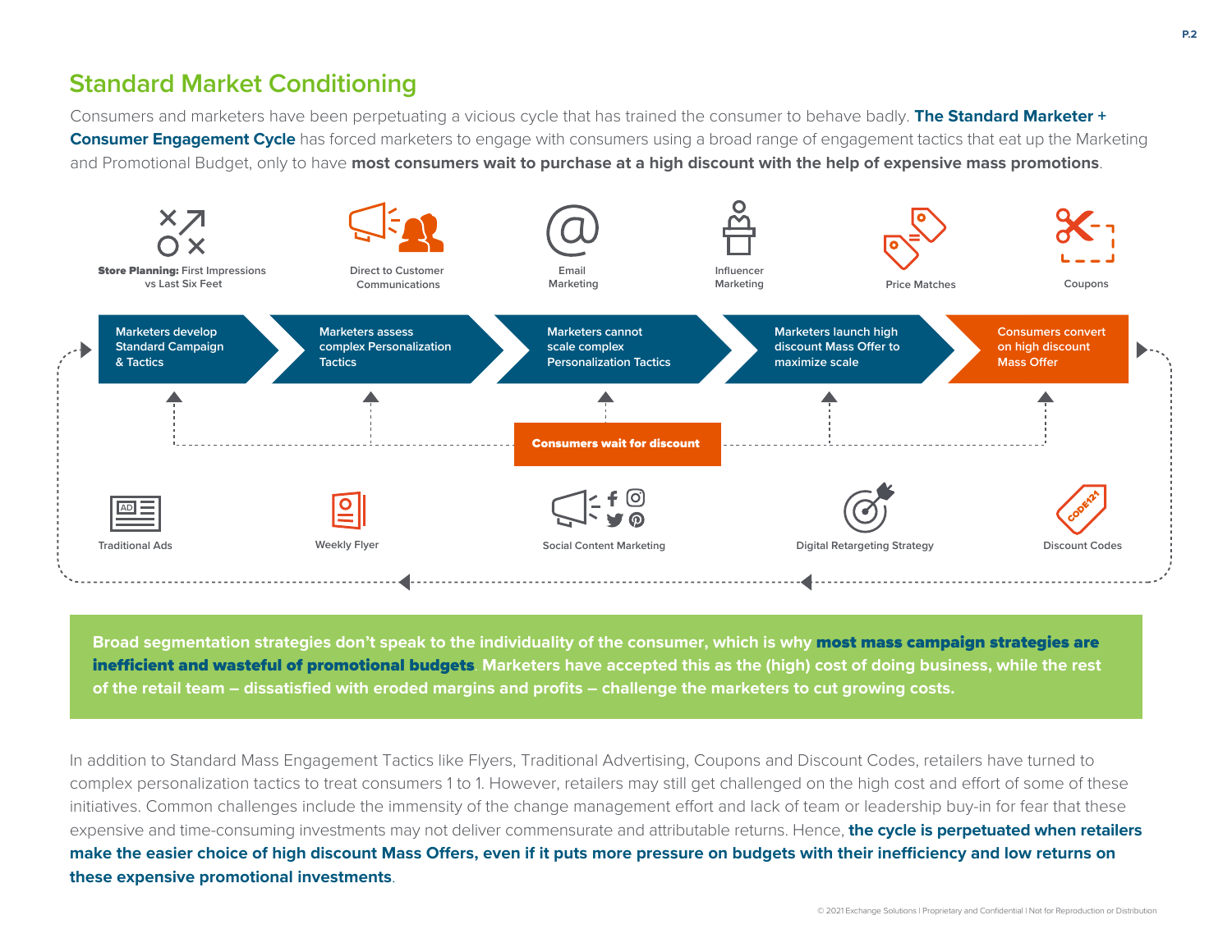## Standard Market Conditioning

Consumers and marketers have been perpetuating a vicious cycle that has trained the consumer to behave badly. **The Standard Marketer + Consumer Engagement Cycle** has forced marketers to engage with consumers using a broad range of engagement tactics that eat up the Marketing and Promotional Budget, only to have **most consumers wait to purchase at a high discount with the help of expensive mass promotions**.

**Store Planning:** First Impressions vs Last Six Feet

Direct to Customer Communications

Email Marketing

Influencer Marketing

Price Matches

Coupons

Marketers develop Standard Campaign & Tactics → Marketers assess complex Personalization Tactics → Marketers cannot scale complex Personalization Tactics → Marketers launch high discount Mass Offer to maximize scale → Consumers convert on high discount Mass Offer

**Consumers wait for discount**

Traditional Ads

Weekly Flyer

Social Content Marketing

Digital Retargeting Strategy

Discount Codes

**Broad segmentation strategies don't speak to the individuality of the consumer, which is why most mass campaign strategies are inefficient and wasteful of promotional budgets. Marketers have accepted this as the (high) cost of doing business, while the rest of the retail team – dissatisfied with eroded margins and profits – challenge the marketers to cut growing costs.**

In addition to Standard Mass Engagement Tactics like Flyers, Traditional Advertising, Coupons and Discount Codes, retailers have turned to complex personalization tactics to treat consumers 1 to 1. However, retailers may still get challenged on the high cost and effort of some of these initiatives. Common challenges include the immensity of the change management effort and lack of team or leadership buy-in for fear that these expensive and time-consuming investments may not deliver commensurate and attributable returns. Hence, **the cycle is perpetuated when retailers make the easier choice of high discount Mass Offers, even if it puts more pressure on budgets with their inefficiency and low returns on these expensive promotional investments**.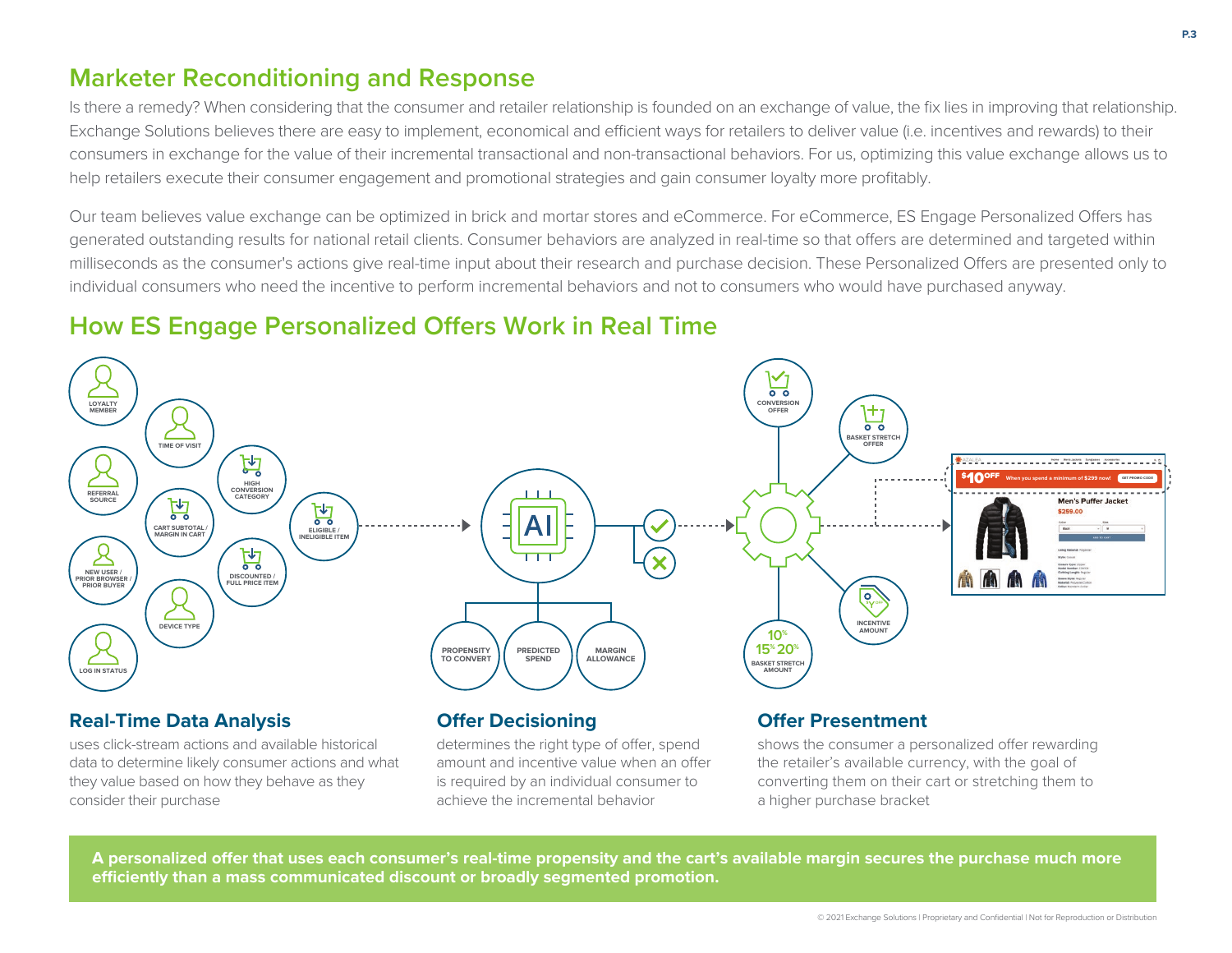## Marketer Reconditioning and Response

Is there a remedy? When considering that the consumer and retailer relationship is founded on an exchange of value, the fix lies in improving that relationship. Exchange Solutions believes there are easy to implement, economical and efficient ways for retailers to deliver value (i.e. incentives and rewards) to their consumers in exchange for the value of their incremental transactional and non-transactional behaviors. For us, optimizing this value exchange allows us to help retailers execute their consumer engagement and promotional strategies and gain consumer loyalty more profitably.

Our team believes value exchange can be optimized in brick and mortar stores and eCommerce. For eCommerce, ES Engage Personalized Offers has generated outstanding results for national retail clients. Consumer behaviors are analyzed in real-time so that offers are determined and targeted within milliseconds as the consumer's actions give real-time input about their research and purchase decision. These Personalized Offers are presented only to individual consumers who need the incentive to perform incremental behaviors and not to consumers who would have purchased anyway.

## How ES Engage Personalized Offers Work in Real Time

LOYALTY MEMBER | TIME OF VISIT | REFERRAL SOURCE | HIGH CONVERSION CATEGORY | CART SUBTOTAL / MARGIN IN CART | ELIGIBLE / INELIGIBLE ITEM | NEW USER / PRIOR BROWSER / PRIOR BUYER | DISCOUNTED / FULL PRICE ITEM | DEVICE TYPE | LOG IN STATUS

AI — PROPENSITY TO CONVERT | PREDICTED SPEND | MARGIN ALLOWANCE

CONVERSION OFFER | BASKET STRETCH OFFER | INCENTIVE AMOUNT | 10% 15% 20% BASKET STRETCH AMOUNT

$10 OFF When you spend a minimum of $299 now! GET PROMO CODE — Men's Puffer Jacket $259.00

### Real-Time Data Analysis

uses click-stream actions and available historical data to determine likely consumer actions and what they value based on how they behave as they consider their purchase

### Offer Decisioning

determines the right type of offer, spend amount and incentive value when an offer is required by an individual consumer to achieve the incremental behavior

### Offer Presentment

shows the consumer a personalized offer rewarding the retailer's available currency, with the goal of converting them on their cart or stretching them to a higher purchase bracket

**A personalized offer that uses each consumer's real-time propensity and the cart's available margin secures the purchase much more efficiently than a mass communicated discount or broadly segmented promotion.**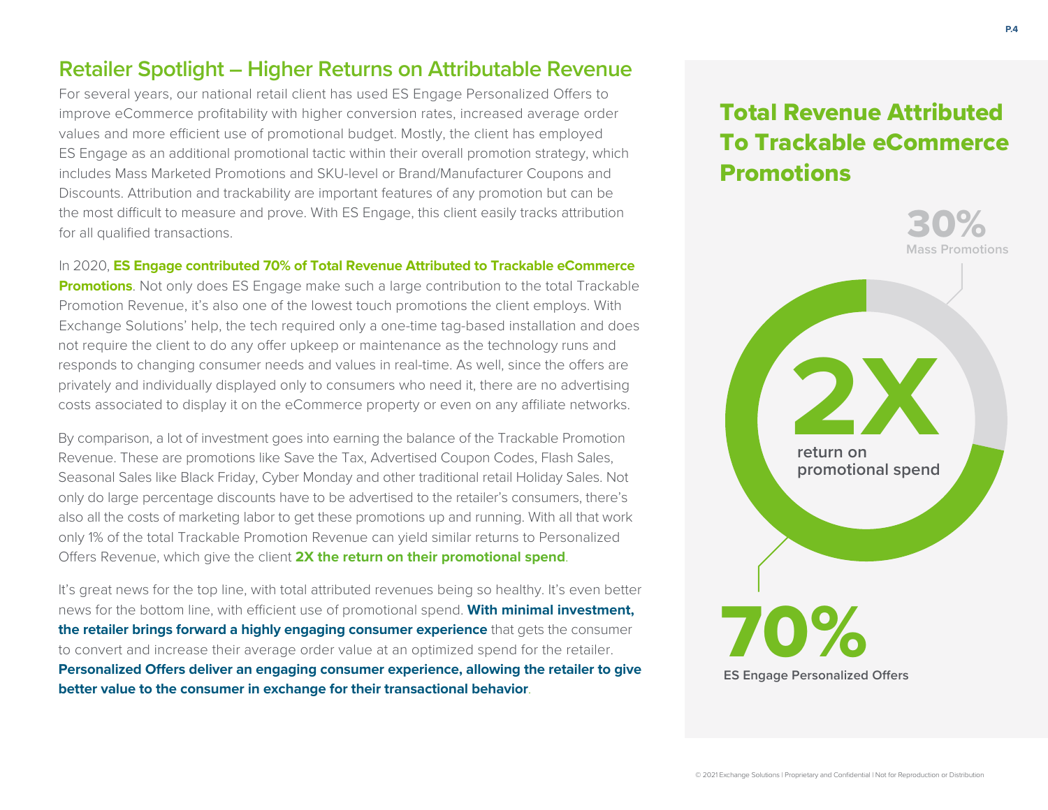## Retailer Spotlight – Higher Returns on Attributable Revenue

For several years, our national retail client has used ES Engage Personalized Offers to improve eCommerce profitability with higher conversion rates, increased average order values and more efficient use of promotional budget. Mostly, the client has employed ES Engage as an additional promotional tactic within their overall promotion strategy, which includes Mass Marketed Promotions and SKU-level or Brand/Manufacturer Coupons and Discounts. Attribution and trackability are important features of any promotion but can be the most difficult to measure and prove. With ES Engage, this client easily tracks attribution for all qualified transactions.

In 2020, **ES Engage contributed 70% of Total Revenue Attributed to Trackable eCommerce Promotions**. Not only does ES Engage make such a large contribution to the total Trackable Promotion Revenue, it's also one of the lowest touch promotions the client employs. With Exchange Solutions' help, the tech required only a one-time tag-based installation and does not require the client to do any offer upkeep or maintenance as the technology runs and responds to changing consumer needs and values in real-time. As well, since the offers are privately and individually displayed only to consumers who need it, there are no advertising costs associated to display it on the eCommerce property or even on any affiliate networks.

By comparison, a lot of investment goes into earning the balance of the Trackable Promotion Revenue. These are promotions like Save the Tax, Advertised Coupon Codes, Flash Sales, Seasonal Sales like Black Friday, Cyber Monday and other traditional retail Holiday Sales. Not only do large percentage discounts have to be advertised to the retailer's consumers, there's also all the costs of marketing labor to get these promotions up and running. With all that work only 1% of the total Trackable Promotion Revenue can yield similar returns to Personalized Offers Revenue, which give the client **2X the return on their promotional spend**.

It's great news for the top line, with total attributed revenues being so healthy. It's even better news for the bottom line, with efficient use of promotional spend. **With minimal investment, the retailer brings forward a highly engaging consumer experience** that gets the consumer to convert and increase their average order value at an optimized spend for the retailer. **Personalized Offers deliver an engaging consumer experience, allowing the retailer to give better value to the consumer in exchange for their transactional behavior**.

## Total Revenue Attributed To Trackable eCommerce Promotions

**30%** Mass Promotions

**2X** return on promotional spend

**70%** ES Engage Personalized Offers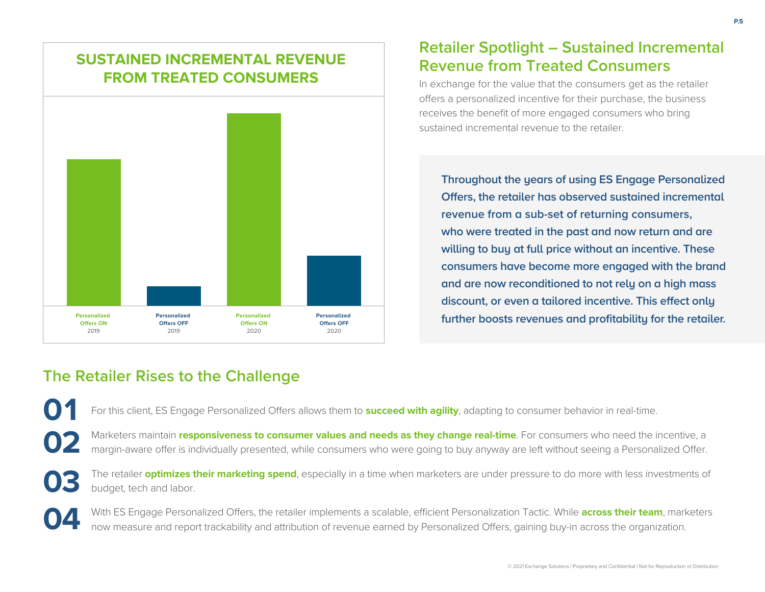## SUSTAINED INCREMENTAL REVENUE FROM TREATED CONSUMERS

Personalized Offers ON 2019 | Personalized Offers OFF 2019 | Personalized Offers ON 2020 | Personalized Offers OFF 2020

## Retailer Spotlight – Sustained Incremental Revenue from Treated Consumers

In exchange for the value that the consumers get as the retailer offers a personalized incentive for their purchase, the business receives the benefit of more engaged consumers who bring sustained incremental revenue to the retailer.

**Throughout the years of using ES Engage Personalized Offers, the retailer has observed sustained incremental revenue from a sub-set of returning consumers, who were treated in the past and now return and are willing to buy at full price without an incentive. These consumers have become more engaged with the brand and are now reconditioned to not rely on a high mass discount, or even a tailored incentive. This effect only further boosts revenues and profitability for the retailer.**

## The Retailer Rises to the Challenge

**01** For this client, ES Engage Personalized Offers allows them to **succeed with agility**, adapting to consumer behavior in real-time.

**02** Marketers maintain **responsiveness to consumer values and needs as they change real-time**. For consumers who need the incentive, a margin-aware offer is individually presented, while consumers who were going to buy anyway are left without seeing a Personalized Offer.

**03** The retailer **optimizes their marketing spend**, especially in a time when marketers are under pressure to do more with less investments of budget, tech and labor.

**04** With ES Engage Personalized Offers, the retailer implements a scalable, efficient Personalization Tactic. While **across their team**, marketers now measure and report trackability and attribution of revenue earned by Personalized Offers, gaining buy-in across the organization.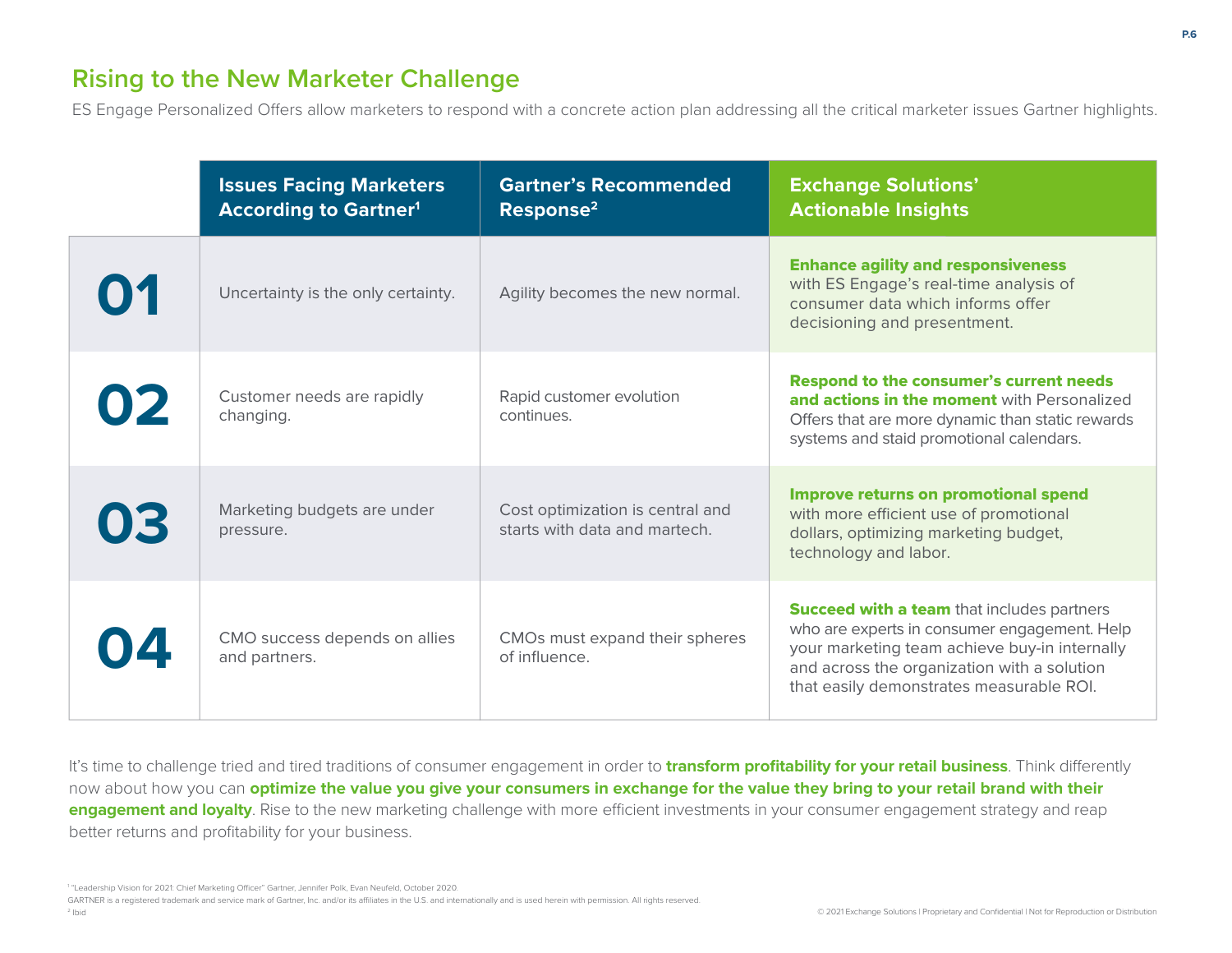## Rising to the New Marketer Challenge

ES Engage Personalized Offers allow marketers to respond with a concrete action plan addressing all the critical marketer issues Gartner highlights.

| | Issues Facing Marketers According to Gartner[1] | Gartner's Recommended Response[2] | Exchange Solutions' Actionable Insights |
|---|---|---|---|
| 01 | Uncertainty is the only certainty. | Agility becomes the new normal. | **Enhance agility and responsiveness** with ES Engage's real-time analysis of consumer data which informs offer decisioning and presentment. |
| 02 | Customer needs are rapidly changing. | Rapid customer evolution continues. | **Respond to the consumer's current needs and actions in the moment** with Personalized Offers that are more dynamic than static rewards systems and staid promotional calendars. |
| 03 | Marketing budgets are under pressure. | Cost optimization is central and starts with data and martech. | **Improve returns on promotional spend** with more efficient use of promotional dollars, optimizing marketing budget, technology and labor. |
| 04 | CMO success depends on allies and partners. | CMOs must expand their spheres of influence. | **Succeed with a team** that includes partners who are experts in consumer engagement. Help your marketing team achieve buy-in internally and across the organization with a solution that easily demonstrates measurable ROI. |

It's time to challenge tried and tired traditions of consumer engagement in order to **transform profitability for your retail business**. Think differently now about how you can **optimize the value you give your consumers in exchange for the value they bring to your retail brand with their engagement and loyalty**. Rise to the new marketing challenge with more efficient investments in your consumer engagement strategy and reap better returns and profitability for your business.

[1] "Leadership Vision for 2021: Chief Marketing Officer" Gartner, Jennifer Polk, Evan Neufeld, October 2020.
GARTNER is a registered trademark and service mark of Gartner, Inc. and/or its affiliates in the U.S. and internationally and is used herein with permission. All rights reserved.
[2] Ibid

© 2021 Exchange Solutions | Proprietary and Confidential | Not for Reproduction or Distribution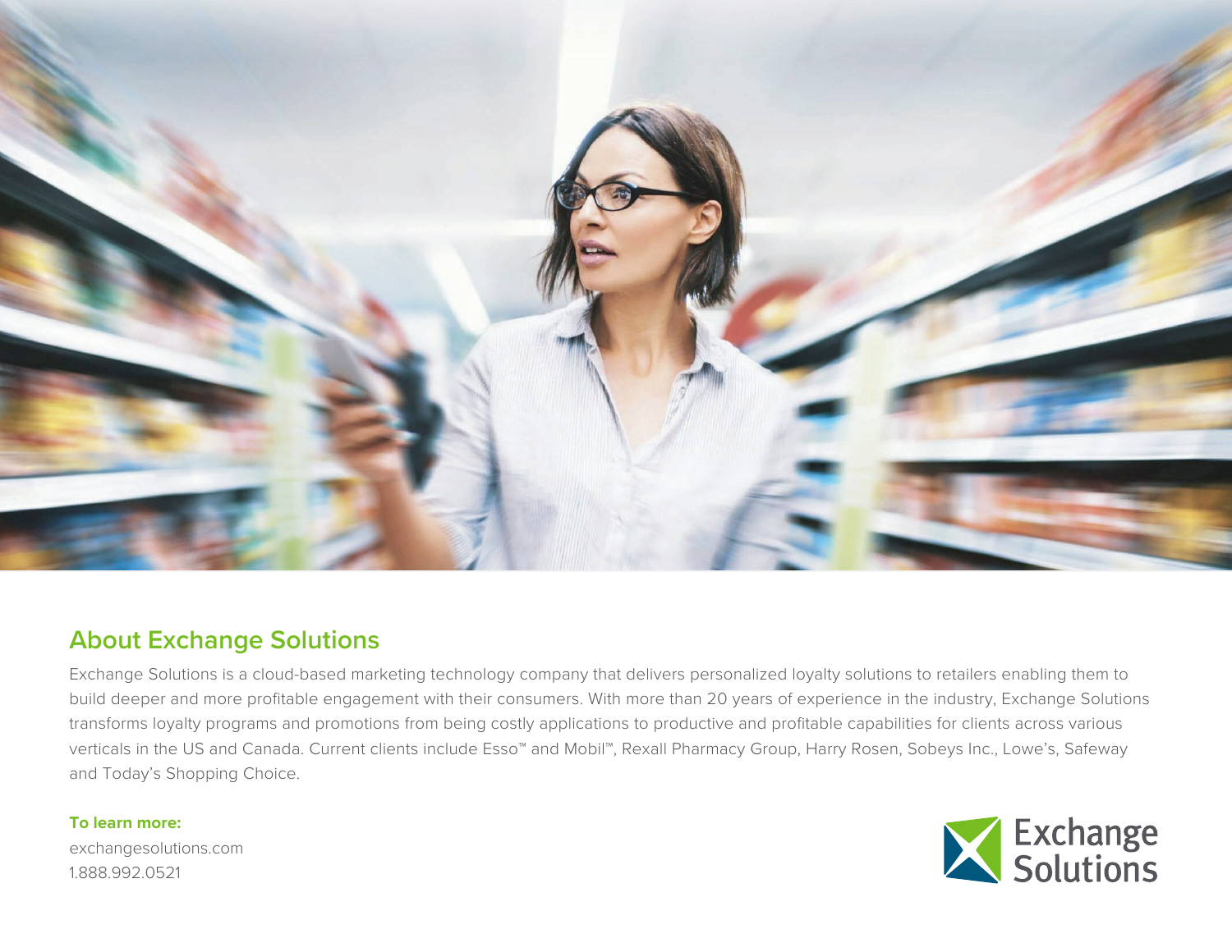## About Exchange Solutions

Exchange Solutions is a cloud-based marketing technology company that delivers personalized loyalty solutions to retailers enabling them to build deeper and more profitable engagement with their consumers. With more than 20 years of experience in the industry, Exchange Solutions transforms loyalty programs and promotions from being costly applications to productive and profitable capabilities for clients across various verticals in the US and Canada. Current clients include Esso™ and Mobil™, Rexall Pharmacy Group, Harry Rosen, Sobeys Inc., Lowe's, Safeway and Today's Shopping Choice.

**To learn more:**

exchangesolutions.com
1.888.992.0521

Exchange Solutions